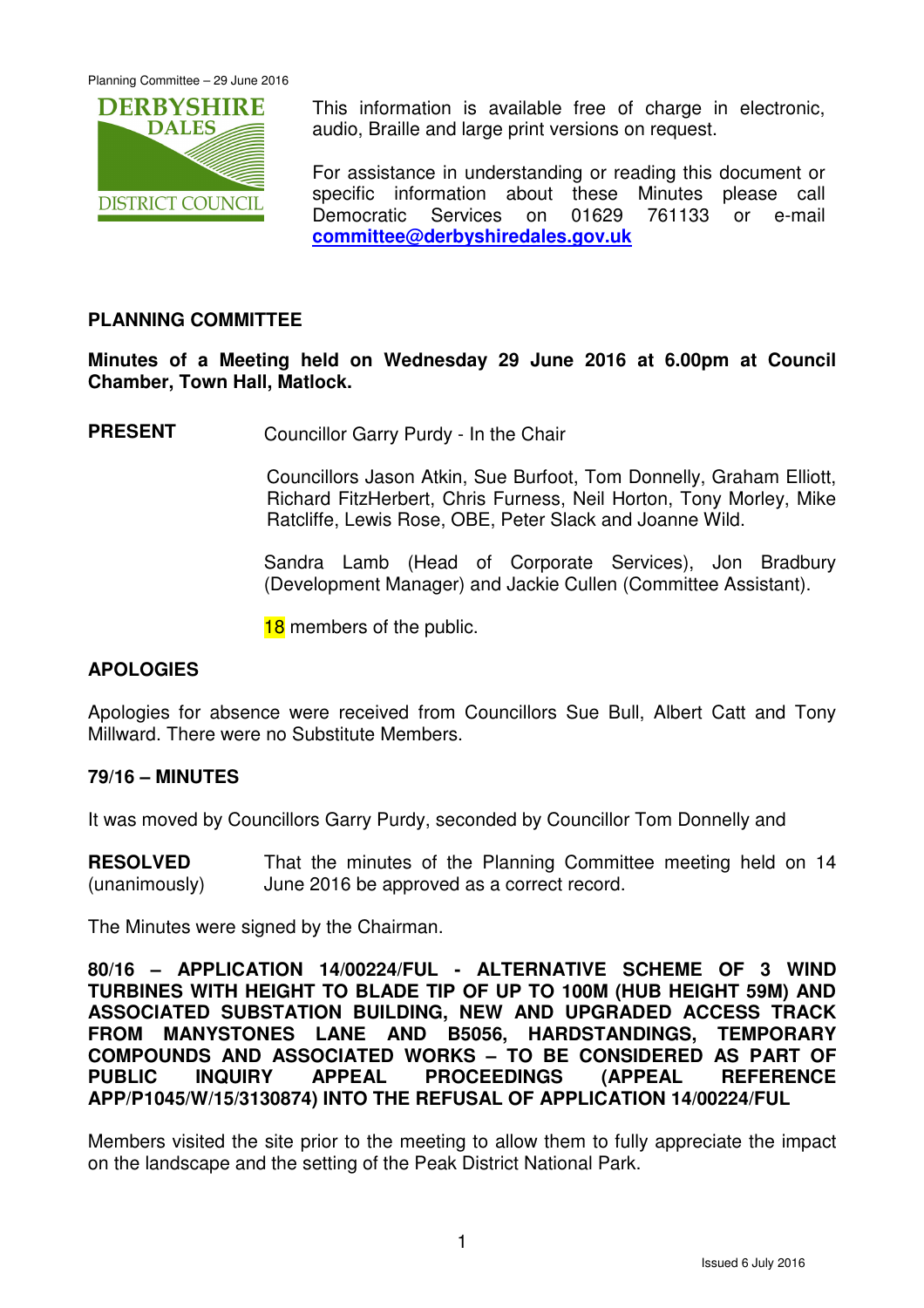This information is available free of charge in electronic, audio, Braille and large print versions on request.

For assistance in understanding or reading this document or specific information about these Minutes please call Democratic Services on 01629 761133 or e-mail **committee@derbyshiredales.gov.uk**

## PLANNING COMMITTEE

**Minutes of a Meeting held on Wednesday 29 June 2016 at 6.00pm at Council Chamber, Town Hall, Matlock.**

**PRESENT** Councillor Garry Purdy - In the Chair

Councillors Jason Atkin, Sue Burfoot, Tom Donnelly, Graham Elliott, Richard FitzHerbert, Chris Furness, Neil Horton, Tony Morley, Mike Ratcliffe, Lewis Rose, OBE, Peter Slack and Joanne Wild.

Sandra Lamb (Head of Corporate Services), Jon Bradbury (Development Manager) and Jackie Cullen (Committee Assistant).

18 members of the public.

### APOLOGIES

Apologies for absence were received from Councillors Sue Bull, Albert Catt and Tony Millward. There were no Substitute Members.

### 79/16 – MINUTES

It was moved by Councillors Garry Purdy, seconded by Councillor Tom Donnelly and

**RESOLVED** (unanimously) That the minutes of the Planning Committee meeting held on 14 June 2016 be approved as a correct record.

The Minutes were signed by the Chairman.

### 80/16 – APPLICATION 14/00224/FUL - ALTERNATIVE SCHEME OF 3 WIND TURBINES WITH HEIGHT TO BLADE TIP OF UP TO 100M (HUB HEIGHT 59M) AND ASSOCIATED SUBSTATION BUILDING, NEW AND UPGRADED ACCESS TRACK FROM MANYSTONES LANE AND B5056, HARDSTANDINGS, TEMPORARY COMPOUNDS AND ASSOCIATED WORKS – TO BE CONSIDERED AS PART OF PUBLIC INQUIRY APPEAL PROCEEDINGS (APPEAL REFERENCE APP/P1045/W/15/3130874) INTO THE REFUSAL OF APPLICATION 14/00224/FUL

Members visited the site prior to the meeting to allow them to fully appreciate the impact on the landscape and the setting of the Peak District National Park.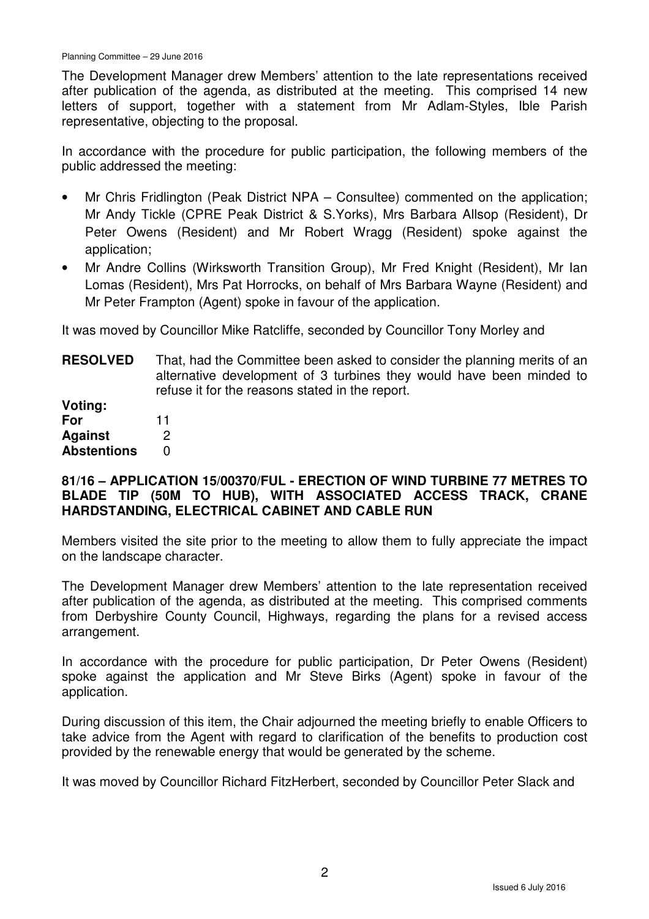The Development Manager drew Members' attention to the late representations received after publication of the agenda, as distributed at the meeting. This comprised 14 new letters of support, together with a statement from Mr Adlam-Styles, Ible Parish representative, objecting to the proposal.

In accordance with the procedure for public participation, the following members of the public addressed the meeting:

- Mr Chris Fridlington (Peak District NPA – Consultee) commented on the application; Mr Andy Tickle (CPRE Peak District & S.Yorks), Mrs Barbara Allsop (Resident), Dr Peter Owens (Resident) and Mr Robert Wragg (Resident) spoke against the application;
- Mr Andre Collins (Wirksworth Transition Group), Mr Fred Knight (Resident), Mr Ian Lomas (Resident), Mrs Pat Horrocks, on behalf of Mrs Barbara Wayne (Resident) and Mr Peter Frampton (Agent) spoke in favour of the application.

It was moved by Councillor Mike Ratcliffe, seconded by Councillor Tony Morley and

**RESOLVED** That, had the Committee been asked to consider the planning merits of an alternative development of 3 turbines they would have been minded to refuse it for the reasons stated in the report.

**Voting:**

| | |
|---|---|
| **For** | 11 |
| **Against** | 2 |
| **Abstentions** | 0 |

### 81/16 – APPLICATION 15/00370/FUL - ERECTION OF WIND TURBINE 77 METRES TO BLADE TIP (50M TO HUB), WITH ASSOCIATED ACCESS TRACK, CRANE HARDSTANDING, ELECTRICAL CABINET AND CABLE RUN

Members visited the site prior to the meeting to allow them to fully appreciate the impact on the landscape character.

The Development Manager drew Members' attention to the late representation received after publication of the agenda, as distributed at the meeting. This comprised comments from Derbyshire County Council, Highways, regarding the plans for a revised access arrangement.

In accordance with the procedure for public participation, Dr Peter Owens (Resident) spoke against the application and Mr Steve Birks (Agent) spoke in favour of the application.

During discussion of this item, the Chair adjourned the meeting briefly to enable Officers to take advice from the Agent with regard to clarification of the benefits to production cost provided by the renewable energy that would be generated by the scheme.

It was moved by Councillor Richard FitzHerbert, seconded by Councillor Peter Slack and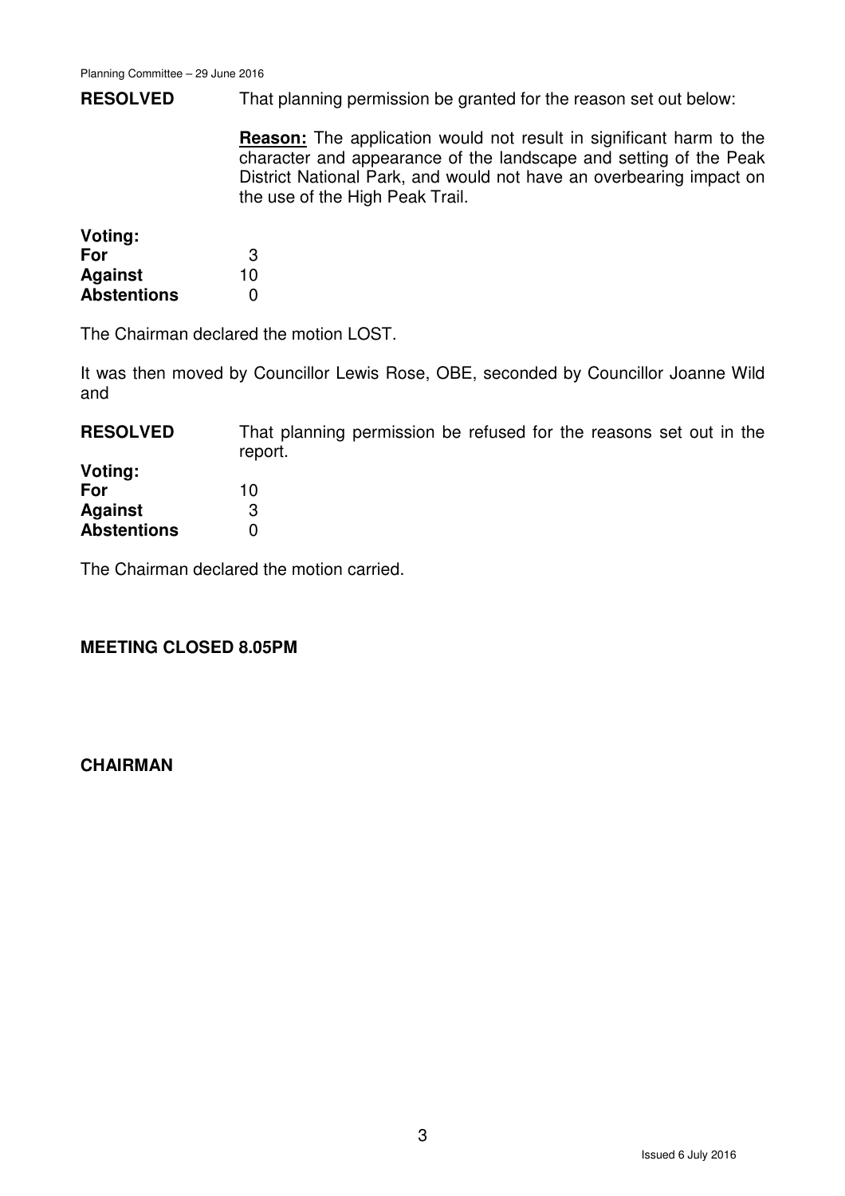**RESOLVED** That planning permission be granted for the reason set out below:

**Reason:** The application would not result in significant harm to the character and appearance of the landscape and setting of the Peak District National Park, and would not have an overbearing impact on the use of the High Peak Trail.

| | |
|---|---|
| **Voting:** | |
| **For** | 3 |
| **Against** | 10 |
| **Abstentions** | 0 |

The Chairman declared the motion LOST.

It was then moved by Councillor Lewis Rose, OBE, seconded by Councillor Joanne Wild and

**RESOLVED** That planning permission be refused for the reasons set out in the report.

| | |
|---|---|
| **Voting:** | |
| **For** | 10 |
| **Against** | 3 |
| **Abstentions** | 0 |

The Chairman declared the motion carried.

**MEETING CLOSED 8.05PM**

**CHAIRMAN**